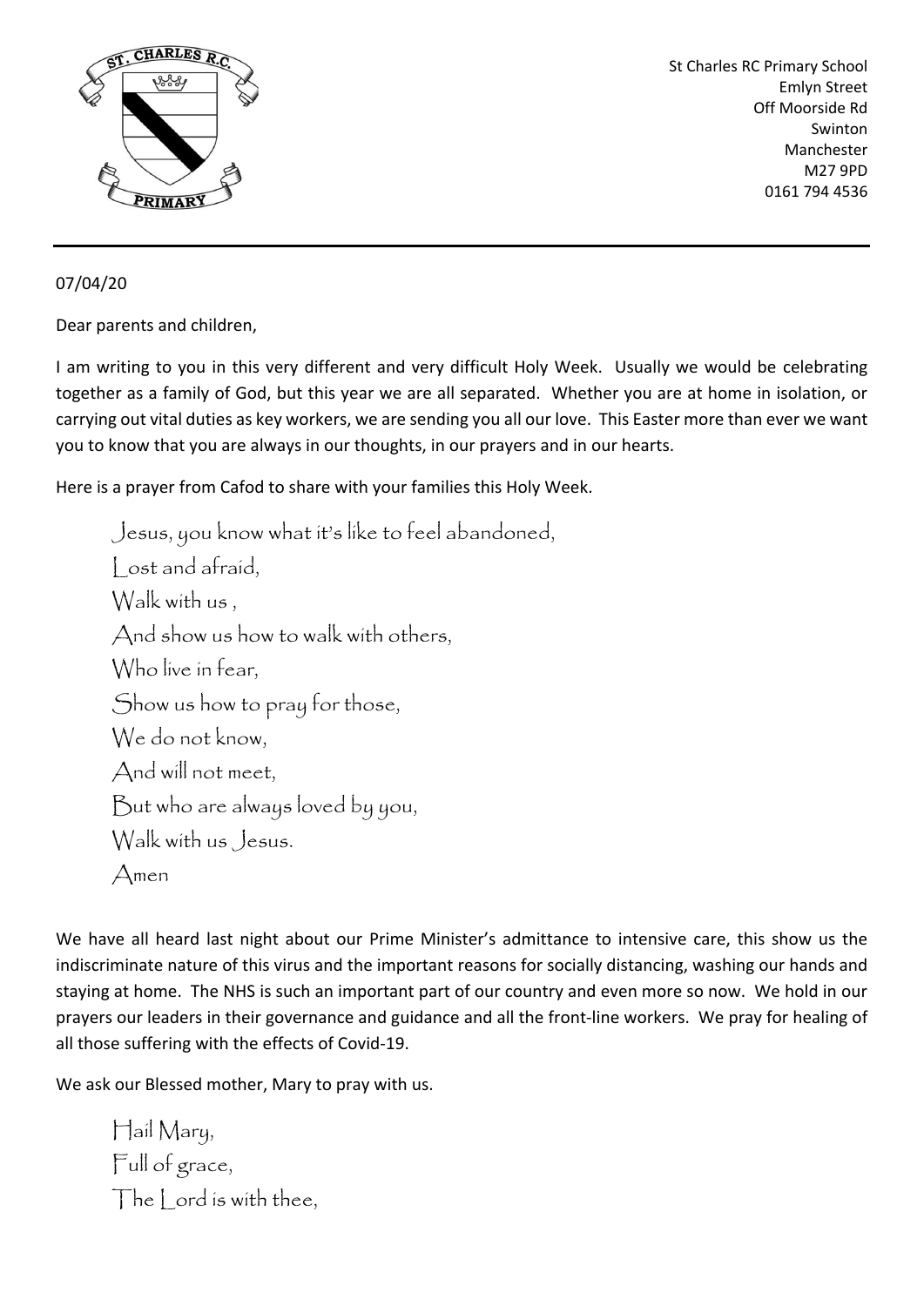St Charles RC Primary School
Emlyn Street
Off Moorside Rd
Swinton
Manchester
M27 9PD
0161 794 4536

---

07/04/20

Dear parents and children,

I am writing to you in this very different and very difficult Holy Week. Usually we would be celebrating together as a family of God, but this year we are all separated. Whether you are at home in isolation, or carrying out vital duties as key workers, we are sending you all our love. This Easter more than ever we want you to know that you are always in our thoughts, in our prayers and in our hearts.

Here is a prayer from Cafod to share with your families this Holy Week.

> Jesus, you know what it's like to feel abandoned,
> Lost and afraid,
> Walk with us ,
> And show us how to walk with others,
> Who live in fear,
> Show us how to pray for those,
> We do not know,
> And will not meet,
> But who are always loved by you,
> Walk with us Jesus.
> Amen

We have all heard last night about our Prime Minister's admittance to intensive care, this show us the indiscriminate nature of this virus and the important reasons for socially distancing, washing our hands and staying at home. The NHS is such an important part of our country and even more so now. We hold in our prayers our leaders in their governance and guidance and all the front-line workers. We pray for healing of all those suffering with the effects of Covid-19.

We ask our Blessed mother, Mary to pray with us.

> Hail Mary,
> Full of grace,
> The Lord is with thee,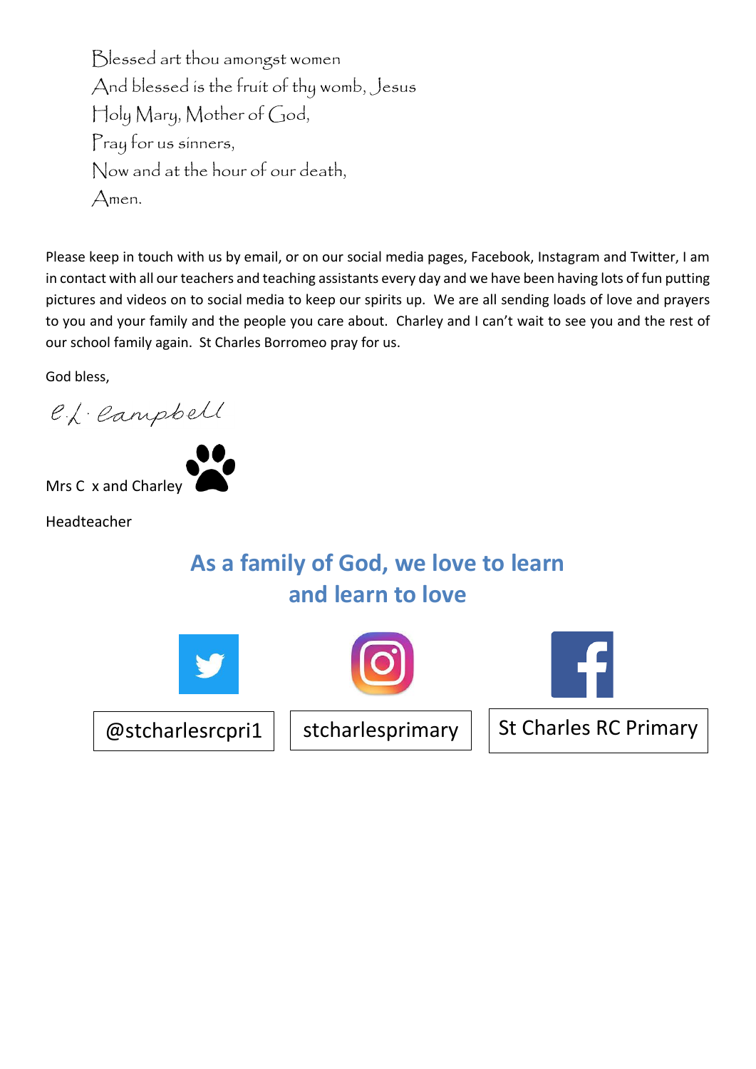Blessed art thou amongst women
And blessed is the fruit of thy womb, Jesus
Holy Mary, Mother of God,
Pray for us sinners,
Now and at the hour of our death,
Amen.

Please keep in touch with us by email, or on our social media pages, Facebook, Instagram and Twitter, I am in contact with all our teachers and teaching assistants every day and we have been having lots of fun putting pictures and videos on to social media to keep our spirits up. We are all sending loads of love and prayers to you and your family and the people you care about. Charley and I can't wait to see you and the rest of our school family again. St Charles Borromeo pray for us.

God bless,

C.L. Campbell

Mrs C x and Charley

Headteacher

**As a family of God, we love to learn and learn to love**

@stcharlesrcpri1

stcharlesprimary

St Charles RC Primary